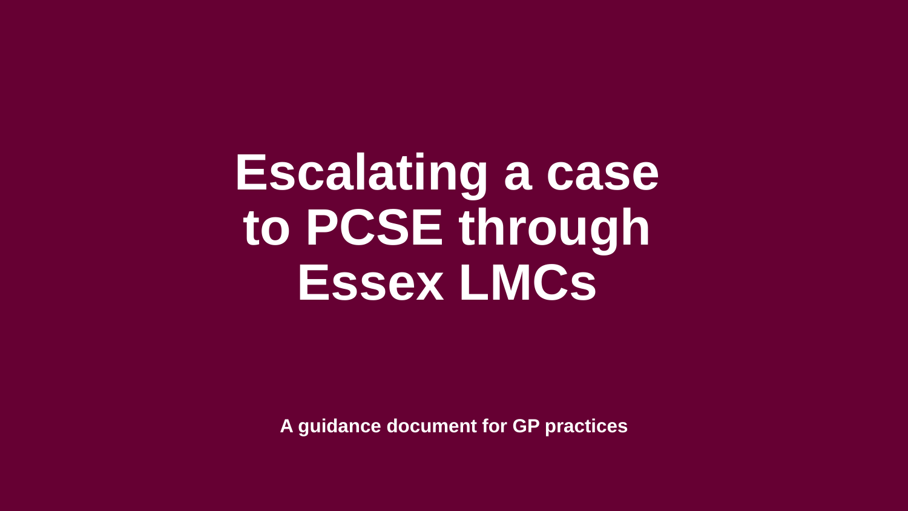# Escalating a case to PCSE through Essex LMCs

**A guidance document for GP practices**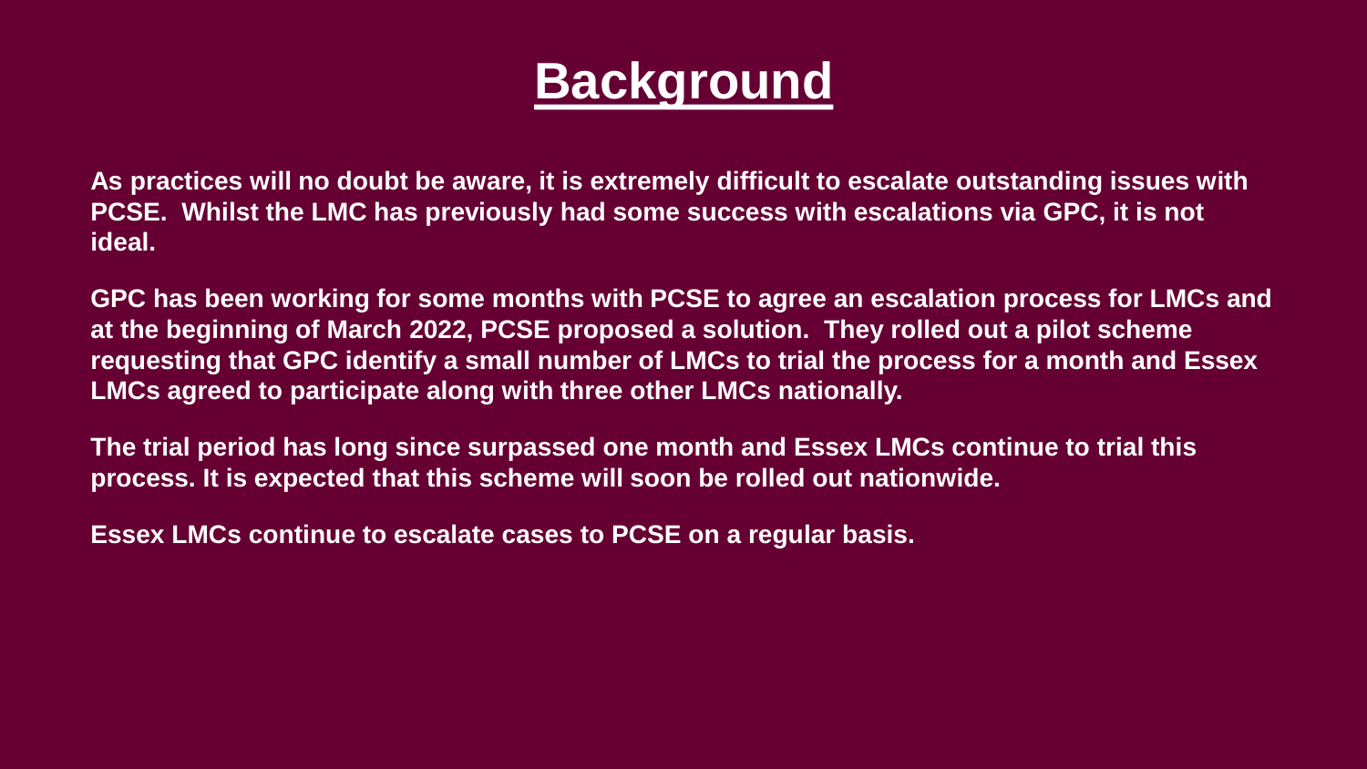# Background

**As practices will no doubt be aware, it is extremely difficult to escalate outstanding issues with PCSE. Whilst the LMC has previously had some success with escalations via GPC, it is not ideal.**

**GPC has been working for some months with PCSE to agree an escalation process for LMCs and at the beginning of March 2022, PCSE proposed a solution. They rolled out a pilot scheme requesting that GPC identify a small number of LMCs to trial the process for a month and Essex LMCs agreed to participate along with three other LMCs nationally.**

**The trial period has long since surpassed one month and Essex LMCs continue to trial this process. It is expected that this scheme will soon be rolled out nationwide.**

**Essex LMCs continue to escalate cases to PCSE on a regular basis.**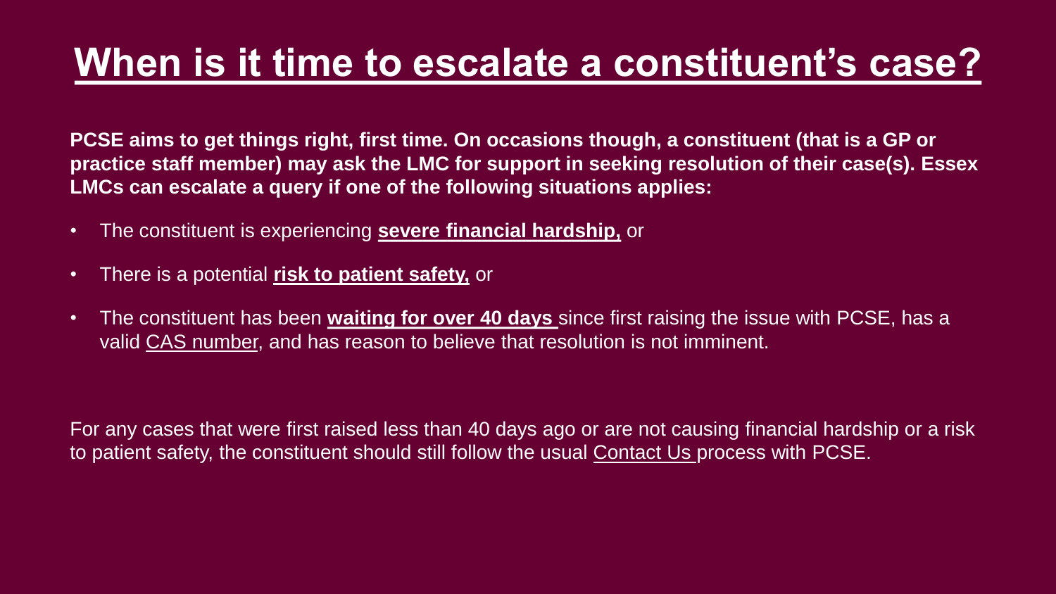# When is it time to escalate a constituent's case?

**PCSE aims to get things right, first time. On occasions though, a constituent (that is a GP or practice staff member) may ask the LMC for support in seeking resolution of their case(s). Essex LMCs can escalate a query if one of the following situations applies:**

- The constituent is experiencing **severe financial hardship,** or
- There is a potential **risk to patient safety,** or
- The constituent has been **waiting for over 40 days** since first raising the issue with PCSE, has a valid CAS number, and has reason to believe that resolution is not imminent.

For any cases that were first raised less than 40 days ago or are not causing financial hardship or a risk to patient safety, the constituent should still follow the usual Contact Us process with PCSE.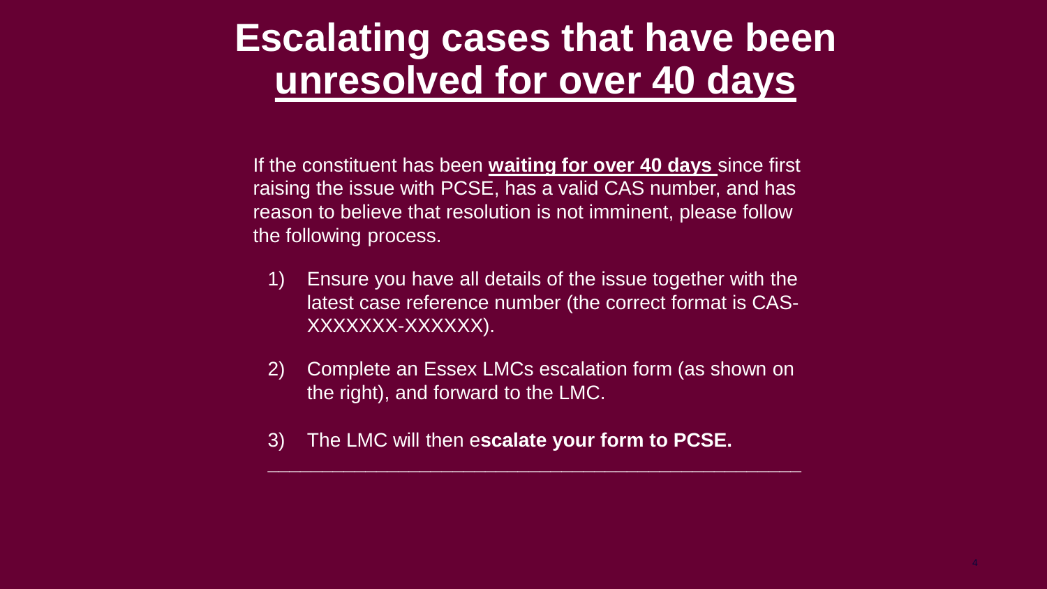# Escalating cases that have been unresolved for over 40 days

If the constituent has been **waiting for over 40 days** since first raising the issue with PCSE, has a valid CAS number, and has reason to believe that resolution is not imminent, please follow the following process.

1) Ensure you have all details of the issue together with the latest case reference number (the correct format is CAS-XXXXXXX-XXXXXX).

2) Complete an Essex LMCs escalation form (as shown on the right), and forward to the LMC.

3) The LMC will then e**scalate your form to PCSE.**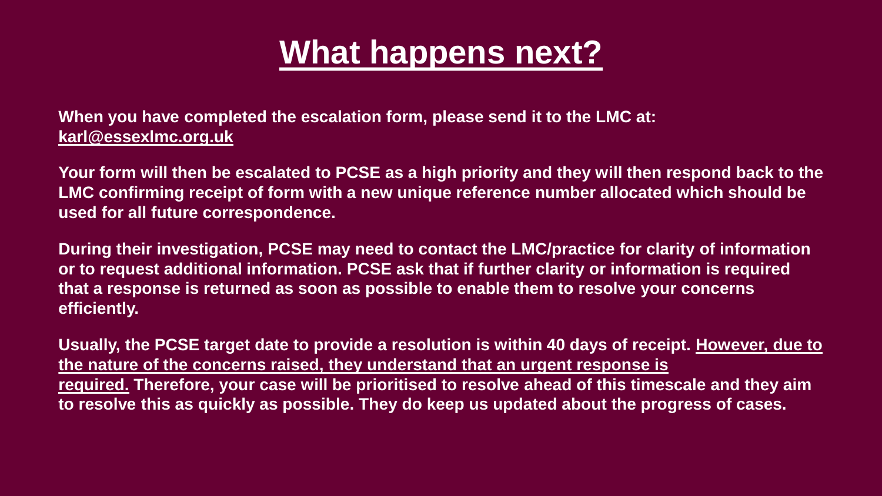# What happens next?

**When you have completed the escalation form, please send it to the LMC at: karl@essexlmc.org.uk**

**Your form will then be escalated to PCSE as a high priority and they will then respond back to the LMC confirming receipt of form with a new unique reference number allocated which should be used for all future correspondence.**

**During their investigation, PCSE may need to contact the LMC/practice for clarity of information or to request additional information. PCSE ask that if further clarity or information is required that a response is returned as soon as possible to enable them to resolve your concerns efficiently.**

**Usually, the PCSE target date to provide a resolution is within 40 days of receipt. However, due to the nature of the concerns raised, they understand that an urgent response is required. Therefore, your case will be prioritised to resolve ahead of this timescale and they aim to resolve this as quickly as possible. They do keep us updated about the progress of cases.**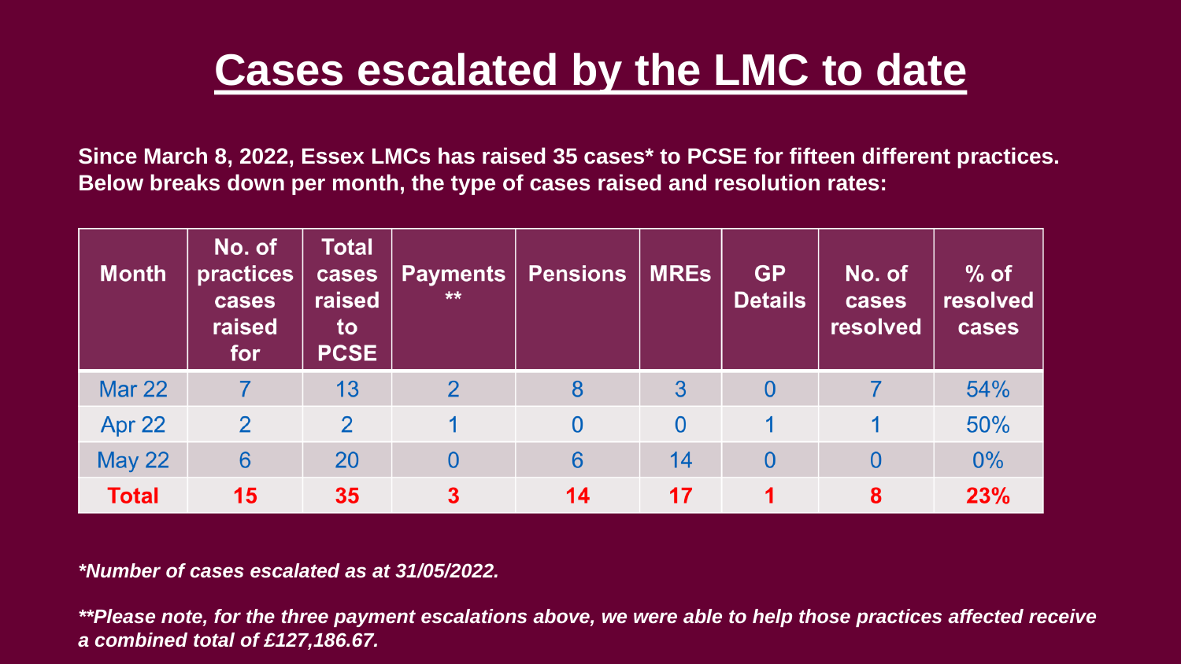# Cases escalated by the LMC to date

**Since March 8, 2022, Essex LMCs has raised 35 cases* to PCSE for fifteen different practices. Below breaks down per month, the type of cases raised and resolution rates:**

| Month | No. of practices cases raised for | Total cases raised to PCSE | Payments ** | Pensions | MREs | GP Details | No. of cases resolved | % of resolved cases |
|---|---|---|---|---|---|---|---|---|
| Mar 22 | 7 | 13 | 2 | 8 | 3 | 0 | 7 | 54% |
| Apr 22 | 2 | 2 | 1 | 0 | 0 | 1 | 1 | 50% |
| May 22 | 6 | 20 | 0 | 6 | 14 | 0 | 0 | 0% |
| **Total** | **15** | **35** | **3** | **14** | **17** | **1** | **8** | **23%** |

***Number of cases escalated as at 31/05/2022.***

****Please note, for the three payment escalations above, we were able to help those practices affected receive a combined total of £127,186.67.***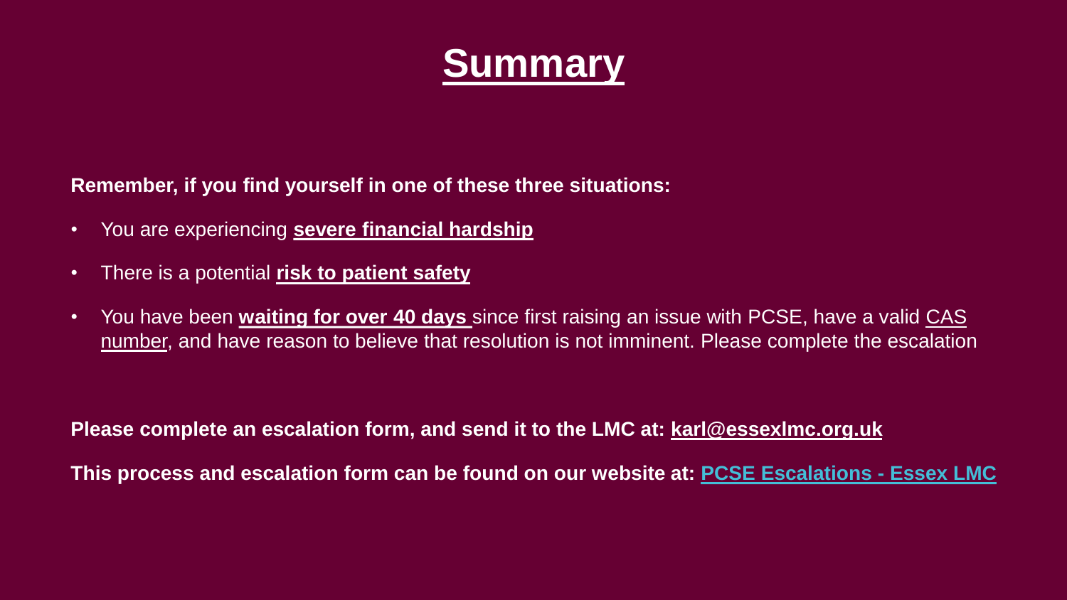# Summary

**Remember, if you find yourself in one of these three situations:**

- You are experiencing **severe financial hardship**
- There is a potential **risk to patient safety**
- You have been **waiting for over 40 days** since first raising an issue with PCSE, have a valid CAS number, and have reason to believe that resolution is not imminent. Please complete the escalation

**Please complete an escalation form, and send it to the LMC at: karl@essexlmc.org.uk**

**This process and escalation form can be found on our website at: PCSE Escalations - Essex LMC**